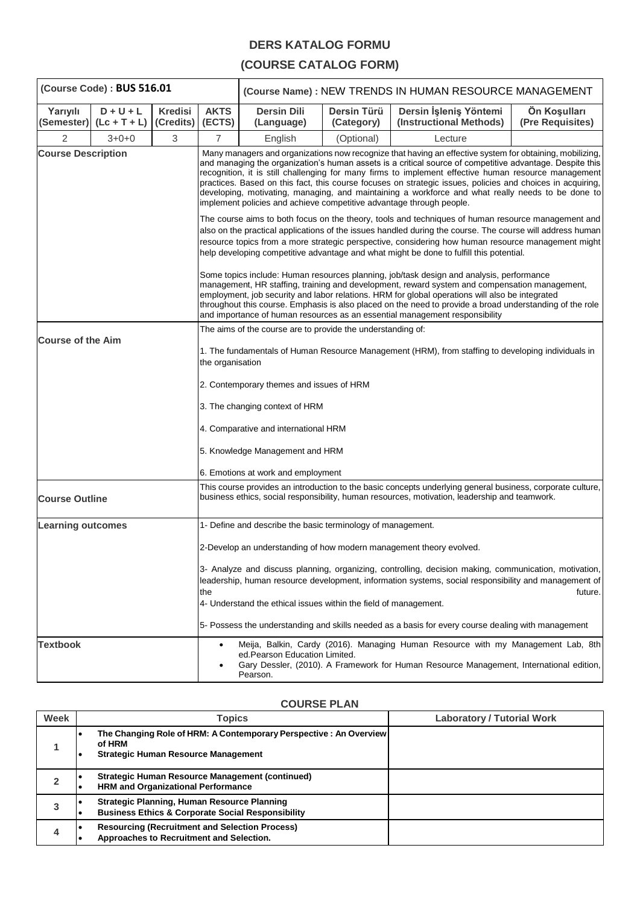# DERS KATALOG FORMU

## (COURSE CATALOG FORM)

| (Course Code) : **BUS 516.01** | | | | (Course Name) : NEW TRENDS IN HUMAN RESOURCE MANAGEMENT | | | |
|---|---|---|---|---|---|---|---|
| **Yarıyılı (Semester)** | **D + U + L (Lc + T + L)** | **Kredisi (Credits)** | **AKTS (ECTS)** | **Dersin Dili (Language)** | **Dersin Türü (Category)** | **Dersin İşleniş Yöntemi (Instructional Methods)** | **Ön Koşulları (Pre Requisites)** |
| 2 | 3+0+0 | 3 | 7 | English | (Optional) | Lecture | |
| **Course Description** | | | | Many managers and organizations now recognize that having an effective system for obtaining, mobilizing, and managing the organization's human assets is a critical source of competitive advantage. Despite this recognition, it is still challenging for many firms to implement effective human resource management practices. Based on this fact, this course focuses on strategic issues, policies and choices in acquiring, developing, motivating, managing, and maintaining a workforce and what really needs to be done to implement policies and achieve competitive advantage through people.<br><br>The course aims to both focus on the theory, tools and techniques of human resource management and also on the practical applications of the issues handled during the course. The course will address human resource topics from a more strategic perspective, considering how human resource management might help developing competitive advantage and what might be done to fulfill this potential.<br><br>Some topics include: Human resources planning, job/task design and analysis, performance management, HR staffing, training and development, reward system and compensation management, employment, job security and labor relations. HRM for global operations will also be integrated throughout this course. Emphasis is also placed on the need to provide a broad understanding of the role and importance of human resources as an essential management responsibility | | | |
| **Course of the Aim** | | | | The aims of the course are to provide the understanding of:<br><br>1. The fundamentals of Human Resource Management (HRM), from staffing to developing individuals in the organisation<br><br>2. Contemporary themes and issues of HRM<br><br>3. The changing context of HRM<br><br>4. Comparative and international HRM<br><br>5. Knowledge Management and HRM<br><br>6. Emotions at work and employment | | | |
| **Course Outline** | | | | This course provides an introduction to the basic concepts underlying general business, corporate culture, business ethics, social responsibility, human resources, motivation, leadership and teamwork. | | | |
| **Learning outcomes** | | | | 1- Define and describe the basic terminology of management.<br><br>2-Develop an understanding of how modern management theory evolved.<br><br>3- Analyze and discuss planning, organizing, controlling, decision making, communication, motivation, leadership, human resource development, information systems, social responsibility and management of the future.<br>4- Understand the ethical issues within the field of management.<br><br>5- Possess the understanding and skills needed as a basis for every course dealing with management | | | |
| **Textbook** | | | | • Meija, Balkin, Cardy (2016). Managing Human Resource with my Management Lab, 8th ed.Pearson Education Limited.<br>• Gary Dessler, (2010). A Framework for Human Resource Management, International edition, Pearson. | | | |

## COURSE PLAN

| Week | Topics | Laboratory / Tutorial Work |
|---|---|---|
| **1** | • **The Changing Role of HRM: A Contemporary Perspective : An Overview of HRM**<br>• **Strategic Human Resource Management** | |
| **2** | • **Strategic Human Resource Management (continued)**<br>• **HRM and Organizational Performance** | |
| **3** | • **Strategic Planning, Human Resource Planning**<br>• **Business Ethics & Corporate Social Responsibility** | |
| **4** | • **Resourcing (Recruitment and Selection Process)**<br>• **Approaches to Recruitment and Selection.** | |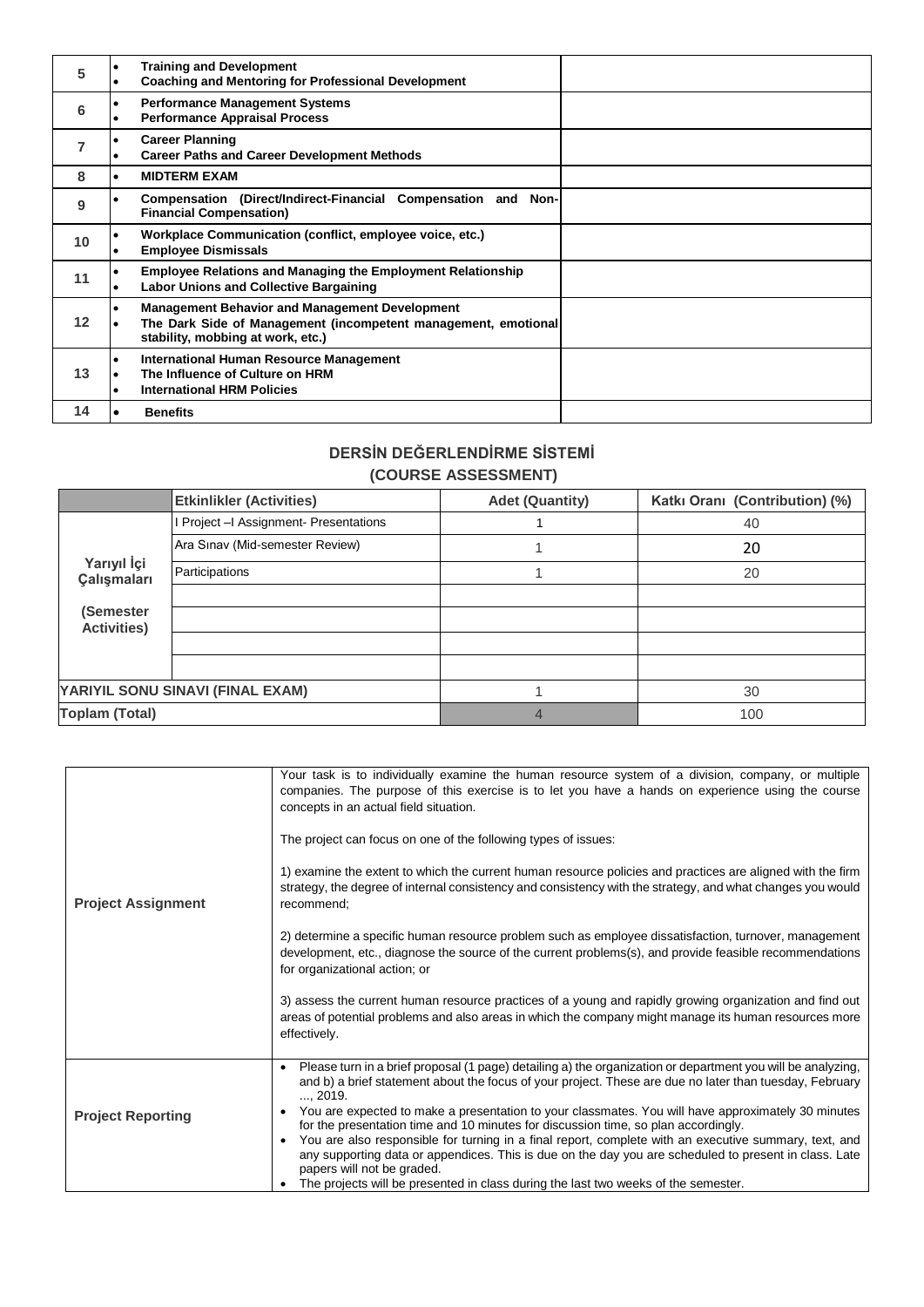| | | |
|---|---|---|
| 5 | • **Training and Development**<br>• **Coaching and Mentoring for Professional Development** | |
| 6 | • **Performance Management Systems**<br>• **Performance Appraisal Process** | |
| 7 | • **Career Planning**<br>• **Career Paths and Career Development Methods** | |
| 8 | • **MIDTERM EXAM** | |
| 9 | • **Compensation (Direct/Indirect-Financial Compensation and Non-Financial Compensation)** | |
| 10 | • **Workplace Communication (conflict, employee voice, etc.)**<br>• **Employee Dismissals** | |
| 11 | • **Employee Relations and Managing the Employment Relationship**<br>• **Labor Unions and Collective Bargaining** | |
| 12 | • **Management Behavior and Management Development**<br>• **The Dark Side of Management (incompetent management, emotional stability, mobbing at work, etc.)** | |
| 13 | • **International Human Resource Management**<br>• **The Influence of Culture on HRM**<br>• **International HRM Policies** | |
| 14 | • **Benefits** | |

## DERSİN DEĞERLENDİRME SİSTEMİ
## (COURSE ASSESSMENT)

| | Etkinlikler (Activities) | Adet (Quantity) | Katkı Oranı (Contribution) (%) |
|---|---|---|---|
| Yarıyıl İçi Çalışmaları (Semester Activities) | I Project –I Assignment- Presentations | 1 | 40 |
| | Ara Sınav (Mid-semester Review) | 1 | 20 |
| | Participations | 1 | 20 |
| | | | |
| | | | |
| | | | |
| | | | |
| YARIYIL SONU SINAVI (FINAL EXAM) | | 1 | 30 |
| Toplam (Total) | | 4 | 100 |

| | |
|---|---|
| **Project Assignment** | Your task is to individually examine the human resource system of a division, company, or multiple companies. The purpose of this exercise is to let you have a hands on experience using the course concepts in an actual field situation.<br><br>The project can focus on one of the following types of issues:<br><br>1) examine the extent to which the current human resource policies and practices are aligned with the firm strategy, the degree of internal consistency and consistency with the strategy, and what changes you would recommend;<br><br>2) determine a specific human resource problem such as employee dissatisfaction, turnover, management development, etc., diagnose the source of the current problems(s), and provide feasible recommendations for organizational action; or<br><br>3) assess the current human resource practices of a young and rapidly growing organization and find out areas of potential problems and also areas in which the company might manage its human resources more effectively. |
| **Project Reporting** | • Please turn in a brief proposal (1 page) detailing a) the organization or department you will be analyzing, and b) a brief statement about the focus of your project. These are due no later than tuesday, February ..., 2019.<br>• You are expected to make a presentation to your classmates. You will have approximately 30 minutes for the presentation time and 10 minutes for discussion time, so plan accordingly.<br>• You are also responsible for turning in a final report, complete with an executive summary, text, and any supporting data or appendices. This is due on the day you are scheduled to present in class. Late papers will not be graded.<br>• The projects will be presented in class during the last two weeks of the semester. |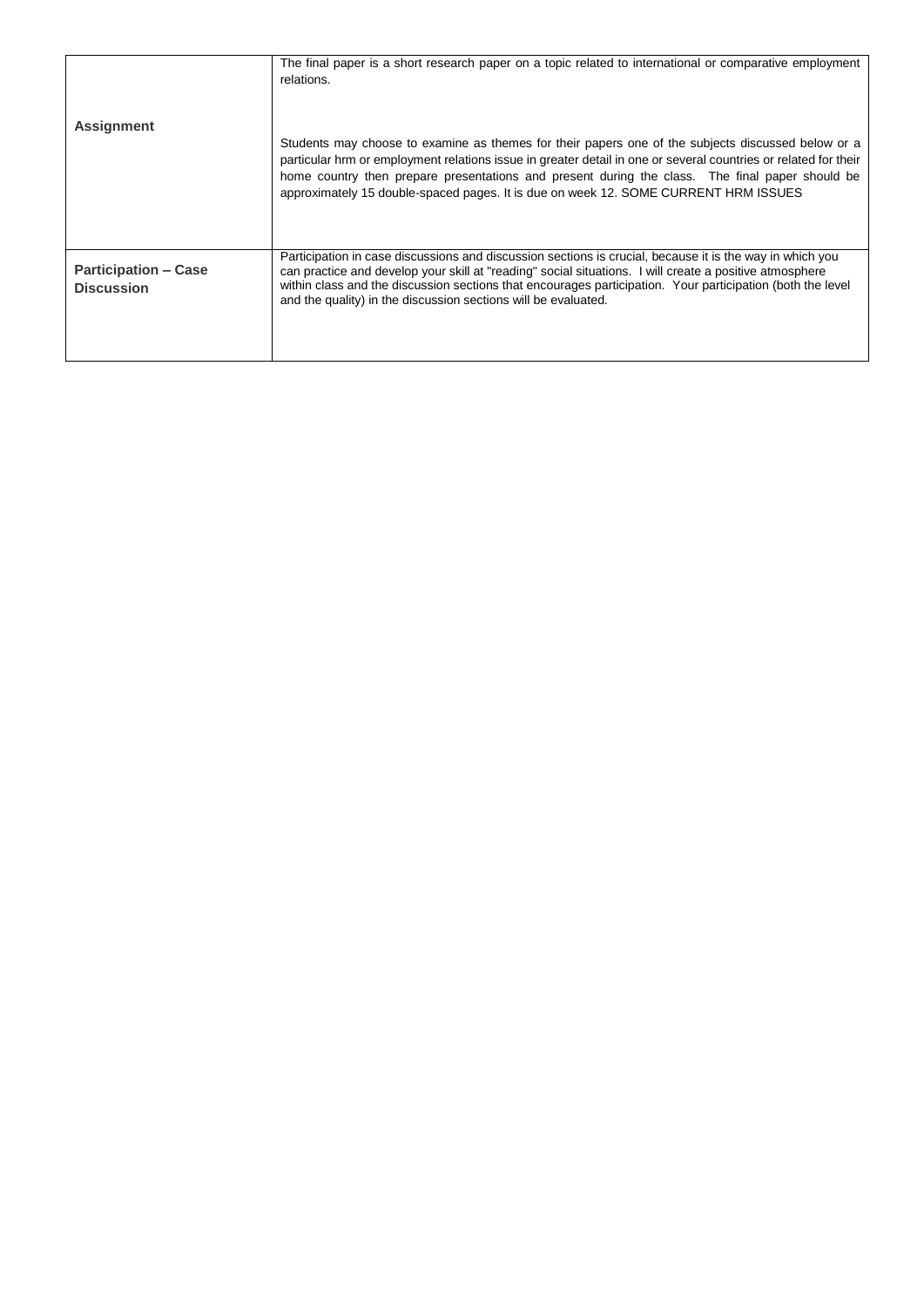| | |
|---|---|
| **Assignment** | The final paper is a short research paper on a topic related to international or comparative employment relations.<br><br>Students may choose to examine as themes for their papers one of the subjects discussed below or a particular hrm or employment relations issue in greater detail in one or several countries or related for their home country then prepare presentations and present during the class. The final paper should be approximately 15 double-spaced pages. It is due on week 12. SOME CURRENT HRM ISSUES |
| **Participation – Case Discussion** | Participation in case discussions and discussion sections is crucial, because it is the way in which you can practice and develop your skill at "reading" social situations. I will create a positive atmosphere within class and the discussion sections that encourages participation. Your participation (both the level and the quality) in the discussion sections will be evaluated. |